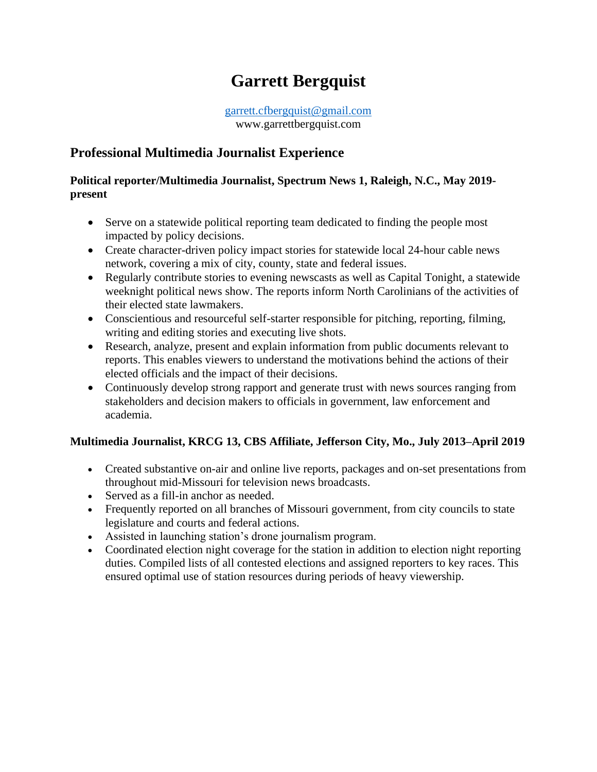# Garrett Bergquist

garrett.cfbergquist@gmail.com
www.garrettbergquist.com

## Professional Multimedia Journalist Experience

### Political reporter/Multimedia Journalist, Spectrum News 1, Raleigh, N.C., May 2019-present

- Serve on a statewide political reporting team dedicated to finding the people most impacted by policy decisions.
- Create character-driven policy impact stories for statewide local 24-hour cable news network, covering a mix of city, county, state and federal issues.
- Regularly contribute stories to evening newscasts as well as Capital Tonight, a statewide weeknight political news show. The reports inform North Carolinians of the activities of their elected state lawmakers.
- Conscientious and resourceful self-starter responsible for pitching, reporting, filming, writing and editing stories and executing live shots.
- Research, analyze, present and explain information from public documents relevant to reports. This enables viewers to understand the motivations behind the actions of their elected officials and the impact of their decisions.
- Continuously develop strong rapport and generate trust with news sources ranging from stakeholders and decision makers to officials in government, law enforcement and academia.

### Multimedia Journalist, KRCG 13, CBS Affiliate, Jefferson City, Mo., July 2013–April 2019

- Created substantive on-air and online live reports, packages and on-set presentations from throughout mid-Missouri for television news broadcasts.
- Served as a fill-in anchor as needed.
- Frequently reported on all branches of Missouri government, from city councils to state legislature and courts and federal actions.
- Assisted in launching station's drone journalism program.
- Coordinated election night coverage for the station in addition to election night reporting duties. Compiled lists of all contested elections and assigned reporters to key races. This ensured optimal use of station resources during periods of heavy viewership.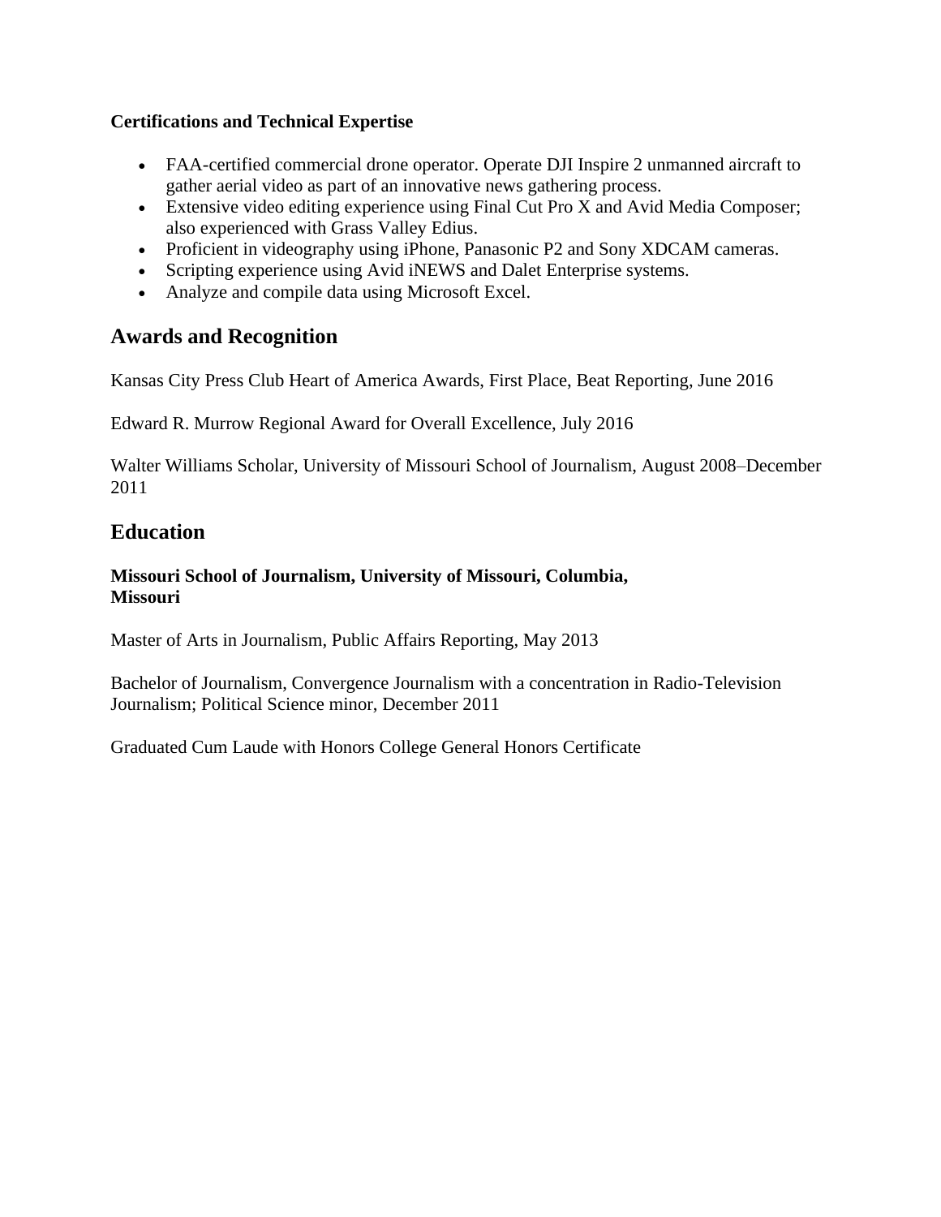**Certifications and Technical Expertise**

- FAA-certified commercial drone operator. Operate DJI Inspire 2 unmanned aircraft to gather aerial video as part of an innovative news gathering process.
- Extensive video editing experience using Final Cut Pro X and Avid Media Composer; also experienced with Grass Valley Edius.
- Proficient in videography using iPhone, Panasonic P2 and Sony XDCAM cameras.
- Scripting experience using Avid iNEWS and Dalet Enterprise systems.
- Analyze and compile data using Microsoft Excel.

## Awards and Recognition

Kansas City Press Club Heart of America Awards, First Place, Beat Reporting, June 2016

Edward R. Murrow Regional Award for Overall Excellence, July 2016

Walter Williams Scholar, University of Missouri School of Journalism, August 2008–December 2011

## Education

**Missouri School of Journalism, University of Missouri, Columbia, Missouri**

Master of Arts in Journalism, Public Affairs Reporting, May 2013

Bachelor of Journalism, Convergence Journalism with a concentration in Radio-Television Journalism; Political Science minor, December 2011

Graduated Cum Laude with Honors College General Honors Certificate